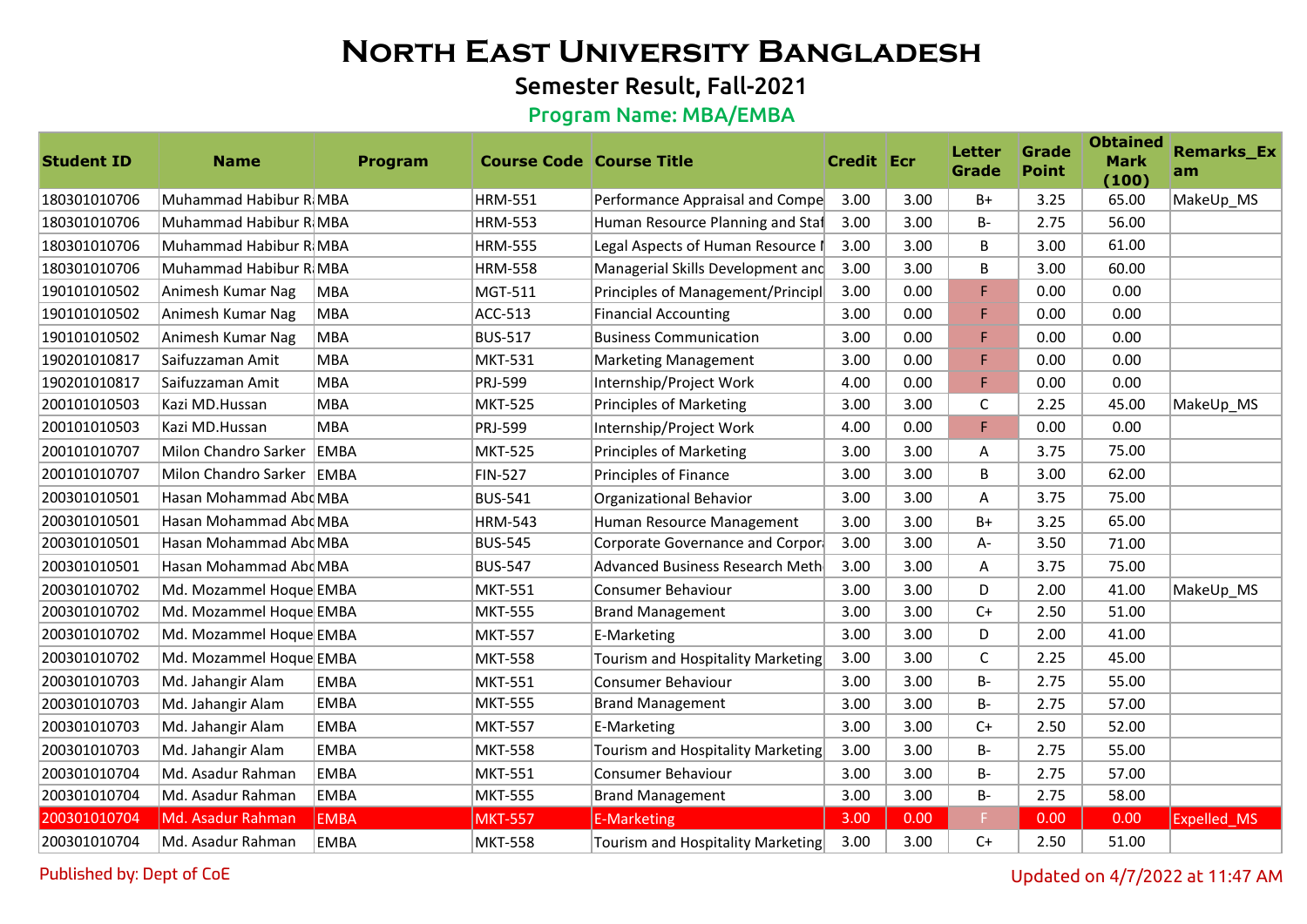# North East University Bangladesh

## Semester Result, Fall-2021

### Program Name: MBA/EMBA

| Student ID | Name | Program | Course Code | Course Title | Credit | Ecr | Letter Grade | Grade Point | Obtained Mark (100) | Remarks_Exam |
|---|---|---|---|---|---|---|---|---|---|---|
| 180301010706 | Muhammad Habibur R | MBA | HRM-551 | Performance Appraisal and Compe | 3.00 | 3.00 | B+ | 3.25 | 65.00 | MakeUp_MS |
| 180301010706 | Muhammad Habibur R | MBA | HRM-553 | Human Resource Planning and Staf | 3.00 | 3.00 | B- | 2.75 | 56.00 | |
| 180301010706 | Muhammad Habibur R | MBA | HRM-555 | Legal Aspects of Human Resource I | 3.00 | 3.00 | B | 3.00 | 61.00 | |
| 180301010706 | Muhammad Habibur R | MBA | HRM-558 | Managerial Skills Development and | 3.00 | 3.00 | B | 3.00 | 60.00 | |
| 190101010502 | Animesh Kumar Nag | MBA | MGT-511 | Principles of Management/Principl | 3.00 | 0.00 | F | 0.00 | 0.00 | |
| 190101010502 | Animesh Kumar Nag | MBA | ACC-513 | Financial Accounting | 3.00 | 0.00 | F | 0.00 | 0.00 | |
| 190101010502 | Animesh Kumar Nag | MBA | BUS-517 | Business Communication | 3.00 | 0.00 | F | 0.00 | 0.00 | |
| 190201010817 | Saifuzzaman Amit | MBA | MKT-531 | Marketing Management | 3.00 | 0.00 | F | 0.00 | 0.00 | |
| 190201010817 | Saifuzzaman Amit | MBA | PRJ-599 | Internship/Project Work | 4.00 | 0.00 | F | 0.00 | 0.00 | |
| 200101010503 | Kazi MD.Hussan | MBA | MKT-525 | Principles of Marketing | 3.00 | 3.00 | C | 2.25 | 45.00 | MakeUp_MS |
| 200101010503 | Kazi MD.Hussan | MBA | PRJ-599 | Internship/Project Work | 4.00 | 0.00 | F | 0.00 | 0.00 | |
| 200101010707 | Milon Chandro Sarker | EMBA | MKT-525 | Principles of Marketing | 3.00 | 3.00 | A | 3.75 | 75.00 | |
| 200101010707 | Milon Chandro Sarker | EMBA | FIN-527 | Principles of Finance | 3.00 | 3.00 | B | 3.00 | 62.00 | |
| 200301010501 | Hasan Mohammad Abc | MBA | BUS-541 | Organizational Behavior | 3.00 | 3.00 | A | 3.75 | 75.00 | |
| 200301010501 | Hasan Mohammad Abc | MBA | HRM-543 | Human Resource Management | 3.00 | 3.00 | B+ | 3.25 | 65.00 | |
| 200301010501 | Hasan Mohammad Abc | MBA | BUS-545 | Corporate Governance and Corpor | 3.00 | 3.00 | A- | 3.50 | 71.00 | |
| 200301010501 | Hasan Mohammad Abc | MBA | BUS-547 | Advanced Business Research Meth | 3.00 | 3.00 | A | 3.75 | 75.00 | |
| 200301010702 | Md. Mozammel Hoque | EMBA | MKT-551 | Consumer Behaviour | 3.00 | 3.00 | D | 2.00 | 41.00 | MakeUp_MS |
| 200301010702 | Md. Mozammel Hoque | EMBA | MKT-555 | Brand Management | 3.00 | 3.00 | C+ | 2.50 | 51.00 | |
| 200301010702 | Md. Mozammel Hoque | EMBA | MKT-557 | E-Marketing | 3.00 | 3.00 | D | 2.00 | 41.00 | |
| 200301010702 | Md. Mozammel Hoque | EMBA | MKT-558 | Tourism and Hospitality Marketing | 3.00 | 3.00 | C | 2.25 | 45.00 | |
| 200301010703 | Md. Jahangir Alam | EMBA | MKT-551 | Consumer Behaviour | 3.00 | 3.00 | B- | 2.75 | 55.00 | |
| 200301010703 | Md. Jahangir Alam | EMBA | MKT-555 | Brand Management | 3.00 | 3.00 | B- | 2.75 | 57.00 | |
| 200301010703 | Md. Jahangir Alam | EMBA | MKT-557 | E-Marketing | 3.00 | 3.00 | C+ | 2.50 | 52.00 | |
| 200301010703 | Md. Jahangir Alam | EMBA | MKT-558 | Tourism and Hospitality Marketing | 3.00 | 3.00 | B- | 2.75 | 55.00 | |
| 200301010704 | Md. Asadur Rahman | EMBA | MKT-551 | Consumer Behaviour | 3.00 | 3.00 | B- | 2.75 | 57.00 | |
| 200301010704 | Md. Asadur Rahman | EMBA | MKT-555 | Brand Management | 3.00 | 3.00 | B- | 2.75 | 58.00 | |
| 200301010704 | Md. Asadur Rahman | EMBA | MKT-557 | E-Marketing | 3.00 | 0.00 | F | 0.00 | 0.00 | Expelled_MS |
| 200301010704 | Md. Asadur Rahman | EMBA | MKT-558 | Tourism and Hospitality Marketing | 3.00 | 3.00 | C+ | 2.50 | 51.00 | |

Published by: Dept of CoE

Updated on 4/7/2022 at 11:47 AM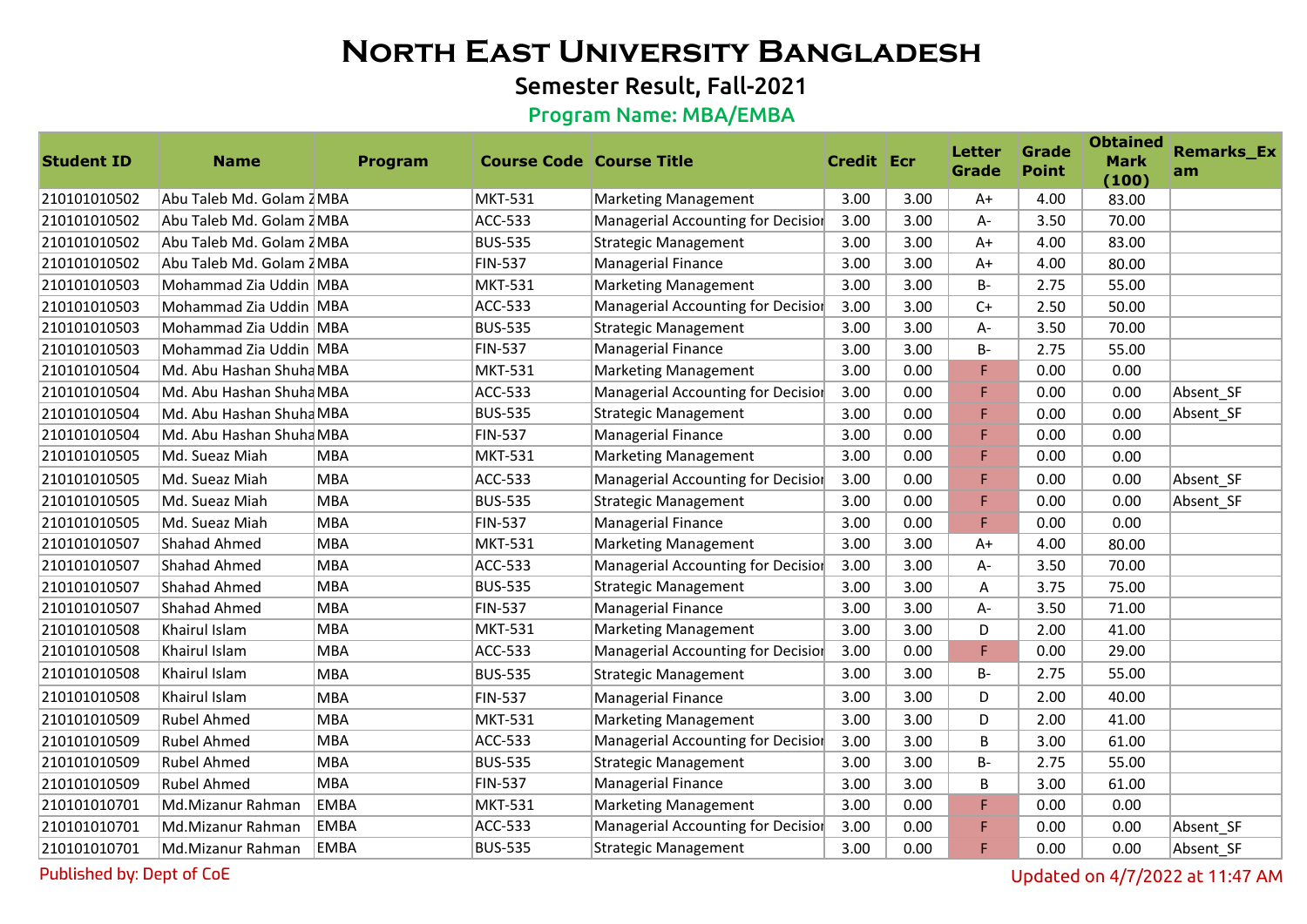# North East University Bangladesh

## Semester Result, Fall-2021

### Program Name: MBA/EMBA

| Student ID | Name | Program | Course Code | Course Title | Credit | Ecr | Letter Grade | Grade Point | Obtained Mark (100) | Remarks_Exam |
|---|---|---|---|---|---|---|---|---|---|---|
| 210101010502 | Abu Taleb Md. Golam Z | MBA | MKT-531 | Marketing Management | 3.00 | 3.00 | A+ | 4.00 | 83.00 | |
| 210101010502 | Abu Taleb Md. Golam Z | MBA | ACC-533 | Managerial Accounting for Decision | 3.00 | 3.00 | A- | 3.50 | 70.00 | |
| 210101010502 | Abu Taleb Md. Golam Z | MBA | BUS-535 | Strategic Management | 3.00 | 3.00 | A+ | 4.00 | 83.00 | |
| 210101010502 | Abu Taleb Md. Golam Z | MBA | FIN-537 | Managerial Finance | 3.00 | 3.00 | A+ | 4.00 | 80.00 | |
| 210101010503 | Mohammad Zia Uddin | MBA | MKT-531 | Marketing Management | 3.00 | 3.00 | B- | 2.75 | 55.00 | |
| 210101010503 | Mohammad Zia Uddin | MBA | ACC-533 | Managerial Accounting for Decision | 3.00 | 3.00 | C+ | 2.50 | 50.00 | |
| 210101010503 | Mohammad Zia Uddin | MBA | BUS-535 | Strategic Management | 3.00 | 3.00 | A- | 3.50 | 70.00 | |
| 210101010503 | Mohammad Zia Uddin | MBA | FIN-537 | Managerial Finance | 3.00 | 3.00 | B- | 2.75 | 55.00 | |
| 210101010504 | Md. Abu Hashan Shuha | MBA | MKT-531 | Marketing Management | 3.00 | 0.00 | F | 0.00 | 0.00 | |
| 210101010504 | Md. Abu Hashan Shuha | MBA | ACC-533 | Managerial Accounting for Decision | 3.00 | 0.00 | F | 0.00 | 0.00 | Absent_SF |
| 210101010504 | Md. Abu Hashan Shuha | MBA | BUS-535 | Strategic Management | 3.00 | 0.00 | F | 0.00 | 0.00 | Absent_SF |
| 210101010504 | Md. Abu Hashan Shuha | MBA | FIN-537 | Managerial Finance | 3.00 | 0.00 | F | 0.00 | 0.00 | |
| 210101010505 | Md. Sueaz Miah | MBA | MKT-531 | Marketing Management | 3.00 | 0.00 | F | 0.00 | 0.00 | |
| 210101010505 | Md. Sueaz Miah | MBA | ACC-533 | Managerial Accounting for Decision | 3.00 | 0.00 | F | 0.00 | 0.00 | Absent_SF |
| 210101010505 | Md. Sueaz Miah | MBA | BUS-535 | Strategic Management | 3.00 | 0.00 | F | 0.00 | 0.00 | Absent_SF |
| 210101010505 | Md. Sueaz Miah | MBA | FIN-537 | Managerial Finance | 3.00 | 0.00 | F | 0.00 | 0.00 | |
| 210101010507 | Shahad Ahmed | MBA | MKT-531 | Marketing Management | 3.00 | 3.00 | A+ | 4.00 | 80.00 | |
| 210101010507 | Shahad Ahmed | MBA | ACC-533 | Managerial Accounting for Decision | 3.00 | 3.00 | A- | 3.50 | 70.00 | |
| 210101010507 | Shahad Ahmed | MBA | BUS-535 | Strategic Management | 3.00 | 3.00 | A | 3.75 | 75.00 | |
| 210101010507 | Shahad Ahmed | MBA | FIN-537 | Managerial Finance | 3.00 | 3.00 | A- | 3.50 | 71.00 | |
| 210101010508 | Khairul Islam | MBA | MKT-531 | Marketing Management | 3.00 | 3.00 | D | 2.00 | 41.00 | |
| 210101010508 | Khairul Islam | MBA | ACC-533 | Managerial Accounting for Decision | 3.00 | 0.00 | F | 0.00 | 29.00 | |
| 210101010508 | Khairul Islam | MBA | BUS-535 | Strategic Management | 3.00 | 3.00 | B- | 2.75 | 55.00 | |
| 210101010508 | Khairul Islam | MBA | FIN-537 | Managerial Finance | 3.00 | 3.00 | D | 2.00 | 40.00 | |
| 210101010509 | Rubel Ahmed | MBA | MKT-531 | Marketing Management | 3.00 | 3.00 | D | 2.00 | 41.00 | |
| 210101010509 | Rubel Ahmed | MBA | ACC-533 | Managerial Accounting for Decision | 3.00 | 3.00 | B | 3.00 | 61.00 | |
| 210101010509 | Rubel Ahmed | MBA | BUS-535 | Strategic Management | 3.00 | 3.00 | B- | 2.75 | 55.00 | |
| 210101010509 | Rubel Ahmed | MBA | FIN-537 | Managerial Finance | 3.00 | 3.00 | B | 3.00 | 61.00 | |
| 210101010701 | Md.Mizanur Rahman | EMBA | MKT-531 | Marketing Management | 3.00 | 0.00 | F | 0.00 | 0.00 | |
| 210101010701 | Md.Mizanur Rahman | EMBA | ACC-533 | Managerial Accounting for Decision | 3.00 | 0.00 | F | 0.00 | 0.00 | Absent_SF |
| 210101010701 | Md.Mizanur Rahman | EMBA | BUS-535 | Strategic Management | 3.00 | 0.00 | F | 0.00 | 0.00 | Absent_SF |

Published by: Dept of CoE

Updated on 4/7/2022 at 11:47 AM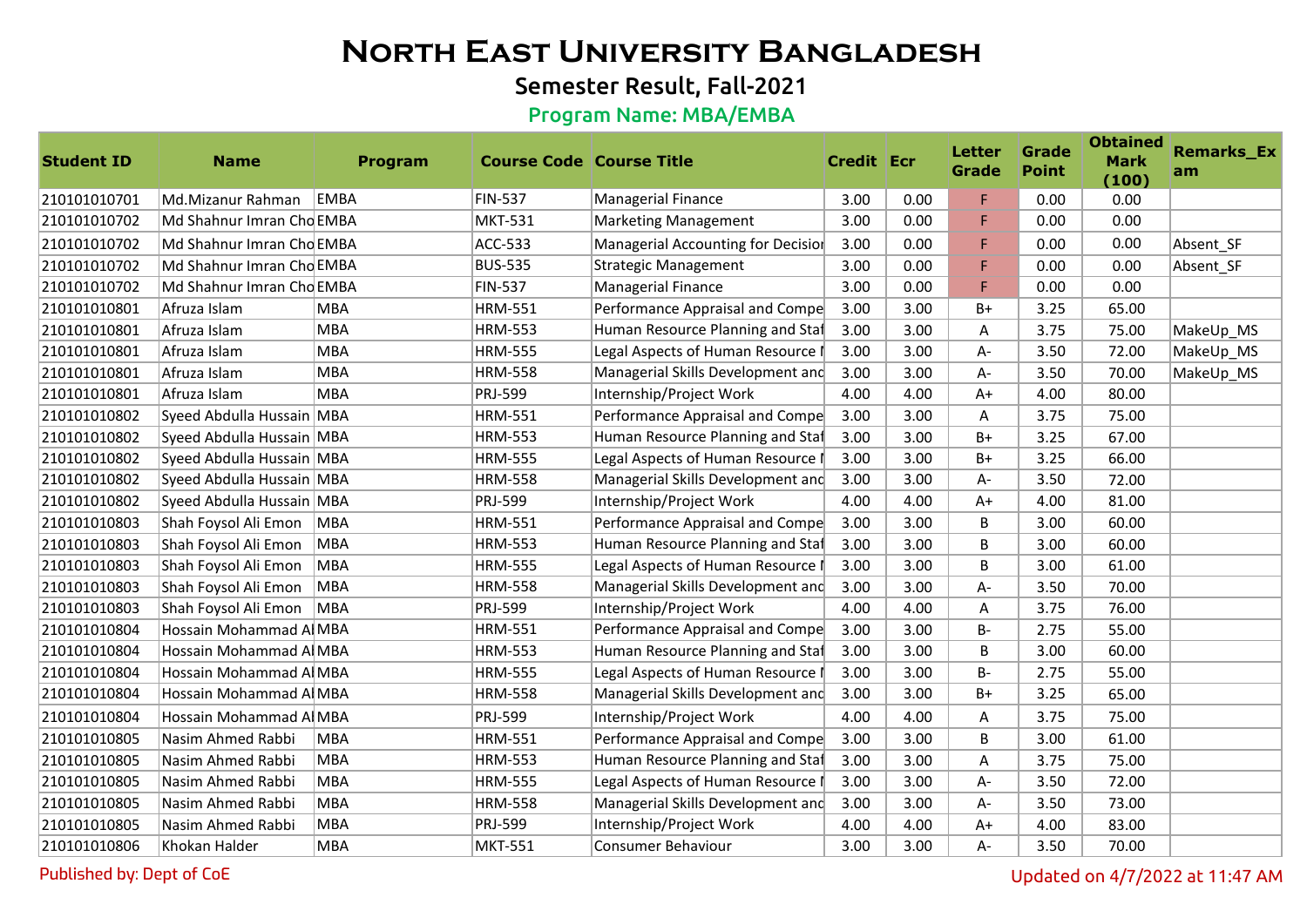# North East University Bangladesh

## Semester Result, Fall-2021

### Program Name: MBA/EMBA

| Student ID | Name | Program | Course Code | Course Title | Credit | Ecr | Letter Grade | Grade Point | Obtained Mark (100) | Remarks_Exam |
|---|---|---|---|---|---|---|---|---|---|---|
| 210101010701 | Md.Mizanur Rahman | EMBA | FIN-537 | Managerial Finance | 3.00 | 0.00 | F | 0.00 | 0.00 | |
| 210101010702 | Md Shahnur Imran Cho | EMBA | MKT-531 | Marketing Management | 3.00 | 0.00 | F | 0.00 | 0.00 | |
| 210101010702 | Md Shahnur Imran Cho | EMBA | ACC-533 | Managerial Accounting for Decisior | 3.00 | 0.00 | F | 0.00 | 0.00 | Absent_SF |
| 210101010702 | Md Shahnur Imran Cho | EMBA | BUS-535 | Strategic Management | 3.00 | 0.00 | F | 0.00 | 0.00 | Absent_SF |
| 210101010702 | Md Shahnur Imran Cho | EMBA | FIN-537 | Managerial Finance | 3.00 | 0.00 | F | 0.00 | 0.00 | |
| 210101010801 | Afruza Islam | MBA | HRM-551 | Performance Appraisal and Compe | 3.00 | 3.00 | B+ | 3.25 | 65.00 | |
| 210101010801 | Afruza Islam | MBA | HRM-553 | Human Resource Planning and Staf | 3.00 | 3.00 | A | 3.75 | 75.00 | MakeUp_MS |
| 210101010801 | Afruza Islam | MBA | HRM-555 | Legal Aspects of Human Resource I | 3.00 | 3.00 | A- | 3.50 | 72.00 | MakeUp_MS |
| 210101010801 | Afruza Islam | MBA | HRM-558 | Managerial Skills Development and | 3.00 | 3.00 | A- | 3.50 | 70.00 | MakeUp_MS |
| 210101010801 | Afruza Islam | MBA | PRJ-599 | Internship/Project Work | 4.00 | 4.00 | A+ | 4.00 | 80.00 | |
| 210101010802 | Syeed Abdulla Hussain | MBA | HRM-551 | Performance Appraisal and Compe | 3.00 | 3.00 | A | 3.75 | 75.00 | |
| 210101010802 | Syeed Abdulla Hussain | MBA | HRM-553 | Human Resource Planning and Staf | 3.00 | 3.00 | B+ | 3.25 | 67.00 | |
| 210101010802 | Syeed Abdulla Hussain | MBA | HRM-555 | Legal Aspects of Human Resource I | 3.00 | 3.00 | B+ | 3.25 | 66.00 | |
| 210101010802 | Syeed Abdulla Hussain | MBA | HRM-558 | Managerial Skills Development and | 3.00 | 3.00 | A- | 3.50 | 72.00 | |
| 210101010802 | Syeed Abdulla Hussain | MBA | PRJ-599 | Internship/Project Work | 4.00 | 4.00 | A+ | 4.00 | 81.00 | |
| 210101010803 | Shah Foysol Ali Emon | MBA | HRM-551 | Performance Appraisal and Compe | 3.00 | 3.00 | B | 3.00 | 60.00 | |
| 210101010803 | Shah Foysol Ali Emon | MBA | HRM-553 | Human Resource Planning and Staf | 3.00 | 3.00 | B | 3.00 | 60.00 | |
| 210101010803 | Shah Foysol Ali Emon | MBA | HRM-555 | Legal Aspects of Human Resource I | 3.00 | 3.00 | B | 3.00 | 61.00 | |
| 210101010803 | Shah Foysol Ali Emon | MBA | HRM-558 | Managerial Skills Development and | 3.00 | 3.00 | A- | 3.50 | 70.00 | |
| 210101010803 | Shah Foysol Ali Emon | MBA | PRJ-599 | Internship/Project Work | 4.00 | 4.00 | A | 3.75 | 76.00 | |
| 210101010804 | Hossain Mohammad Al | MBA | HRM-551 | Performance Appraisal and Compe | 3.00 | 3.00 | B- | 2.75 | 55.00 | |
| 210101010804 | Hossain Mohammad Al | MBA | HRM-553 | Human Resource Planning and Staf | 3.00 | 3.00 | B | 3.00 | 60.00 | |
| 210101010804 | Hossain Mohammad Al | MBA | HRM-555 | Legal Aspects of Human Resource I | 3.00 | 3.00 | B- | 2.75 | 55.00 | |
| 210101010804 | Hossain Mohammad Al | MBA | HRM-558 | Managerial Skills Development and | 3.00 | 3.00 | B+ | 3.25 | 65.00 | |
| 210101010804 | Hossain Mohammad Al | MBA | PRJ-599 | Internship/Project Work | 4.00 | 4.00 | A | 3.75 | 75.00 | |
| 210101010805 | Nasim Ahmed Rabbi | MBA | HRM-551 | Performance Appraisal and Compe | 3.00 | 3.00 | B | 3.00 | 61.00 | |
| 210101010805 | Nasim Ahmed Rabbi | MBA | HRM-553 | Human Resource Planning and Staf | 3.00 | 3.00 | A | 3.75 | 75.00 | |
| 210101010805 | Nasim Ahmed Rabbi | MBA | HRM-555 | Legal Aspects of Human Resource I | 3.00 | 3.00 | A- | 3.50 | 72.00 | |
| 210101010805 | Nasim Ahmed Rabbi | MBA | HRM-558 | Managerial Skills Development and | 3.00 | 3.00 | A- | 3.50 | 73.00 | |
| 210101010805 | Nasim Ahmed Rabbi | MBA | PRJ-599 | Internship/Project Work | 4.00 | 4.00 | A+ | 4.00 | 83.00 | |
| 210101010806 | Khokan Halder | MBA | MKT-551 | Consumer Behaviour | 3.00 | 3.00 | A- | 3.50 | 70.00 | |

Published by: Dept of CoE

Updated on 4/7/2022 at 11:47 AM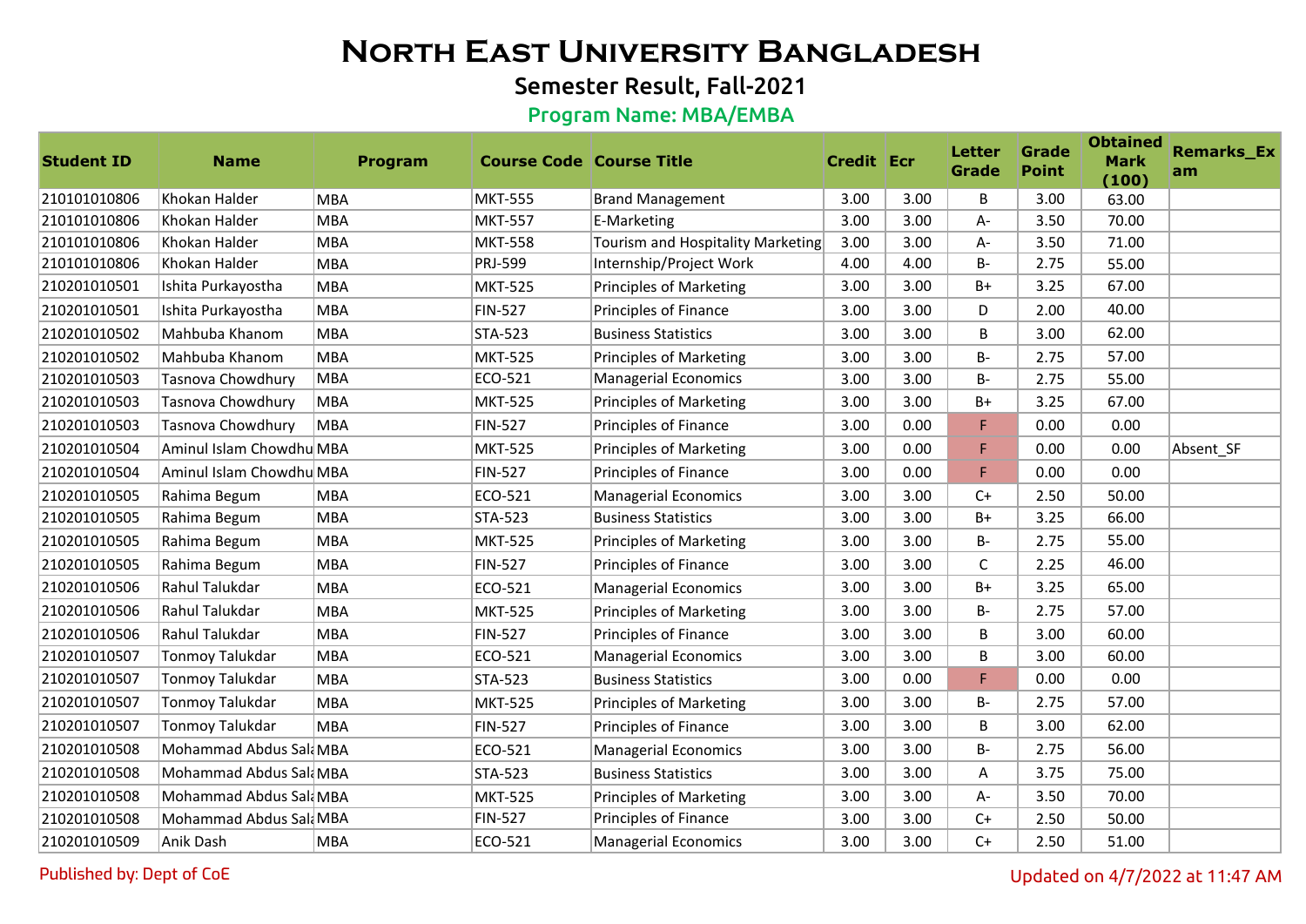# North East University Bangladesh

## Semester Result, Fall-2021

### Program Name: MBA/EMBA

| Student ID | Name | Program | Course Code | Course Title | Credit | Ecr | Letter Grade | Grade Point | Obtained Mark (100) | Remarks_Exam |
|---|---|---|---|---|---|---|---|---|---|---|
| 210101010806 | Khokan Halder | MBA | MKT-555 | Brand Management | 3.00 | 3.00 | B | 3.00 | 63.00 | |
| 210101010806 | Khokan Halder | MBA | MKT-557 | E-Marketing | 3.00 | 3.00 | A- | 3.50 | 70.00 | |
| 210101010806 | Khokan Halder | MBA | MKT-558 | Tourism and Hospitality Marketing | 3.00 | 3.00 | A- | 3.50 | 71.00 | |
| 210101010806 | Khokan Halder | MBA | PRJ-599 | Internship/Project Work | 4.00 | 4.00 | B- | 2.75 | 55.00 | |
| 210201010501 | Ishita Purkayostha | MBA | MKT-525 | Principles of Marketing | 3.00 | 3.00 | B+ | 3.25 | 67.00 | |
| 210201010501 | Ishita Purkayostha | MBA | FIN-527 | Principles of Finance | 3.00 | 3.00 | D | 2.00 | 40.00 | |
| 210201010502 | Mahbuba Khanom | MBA | STA-523 | Business Statistics | 3.00 | 3.00 | B | 3.00 | 62.00 | |
| 210201010502 | Mahbuba Khanom | MBA | MKT-525 | Principles of Marketing | 3.00 | 3.00 | B- | 2.75 | 57.00 | |
| 210201010503 | Tasnova Chowdhury | MBA | ECO-521 | Managerial Economics | 3.00 | 3.00 | B- | 2.75 | 55.00 | |
| 210201010503 | Tasnova Chowdhury | MBA | MKT-525 | Principles of Marketing | 3.00 | 3.00 | B+ | 3.25 | 67.00 | |
| 210201010503 | Tasnova Chowdhury | MBA | FIN-527 | Principles of Finance | 3.00 | 0.00 | F | 0.00 | 0.00 | |
| 210201010504 | Aminul Islam Chowdhu | MBA | MKT-525 | Principles of Marketing | 3.00 | 0.00 | F | 0.00 | 0.00 | Absent_SF |
| 210201010504 | Aminul Islam Chowdhu | MBA | FIN-527 | Principles of Finance | 3.00 | 0.00 | F | 0.00 | 0.00 | |
| 210201010505 | Rahima Begum | MBA | ECO-521 | Managerial Economics | 3.00 | 3.00 | C+ | 2.50 | 50.00 | |
| 210201010505 | Rahima Begum | MBA | STA-523 | Business Statistics | 3.00 | 3.00 | B+ | 3.25 | 66.00 | |
| 210201010505 | Rahima Begum | MBA | MKT-525 | Principles of Marketing | 3.00 | 3.00 | B- | 2.75 | 55.00 | |
| 210201010505 | Rahima Begum | MBA | FIN-527 | Principles of Finance | 3.00 | 3.00 | C | 2.25 | 46.00 | |
| 210201010506 | Rahul Talukdar | MBA | ECO-521 | Managerial Economics | 3.00 | 3.00 | B+ | 3.25 | 65.00 | |
| 210201010506 | Rahul Talukdar | MBA | MKT-525 | Principles of Marketing | 3.00 | 3.00 | B- | 2.75 | 57.00 | |
| 210201010506 | Rahul Talukdar | MBA | FIN-527 | Principles of Finance | 3.00 | 3.00 | B | 3.00 | 60.00 | |
| 210201010507 | Tonmoy Talukdar | MBA | ECO-521 | Managerial Economics | 3.00 | 3.00 | B | 3.00 | 60.00 | |
| 210201010507 | Tonmoy Talukdar | MBA | STA-523 | Business Statistics | 3.00 | 0.00 | F | 0.00 | 0.00 | |
| 210201010507 | Tonmoy Talukdar | MBA | MKT-525 | Principles of Marketing | 3.00 | 3.00 | B- | 2.75 | 57.00 | |
| 210201010507 | Tonmoy Talukdar | MBA | FIN-527 | Principles of Finance | 3.00 | 3.00 | B | 3.00 | 62.00 | |
| 210201010508 | Mohammad Abdus Sala | MBA | ECO-521 | Managerial Economics | 3.00 | 3.00 | B- | 2.75 | 56.00 | |
| 210201010508 | Mohammad Abdus Sala | MBA | STA-523 | Business Statistics | 3.00 | 3.00 | A | 3.75 | 75.00 | |
| 210201010508 | Mohammad Abdus Sala | MBA | MKT-525 | Principles of Marketing | 3.00 | 3.00 | A- | 3.50 | 70.00 | |
| 210201010508 | Mohammad Abdus Sala | MBA | FIN-527 | Principles of Finance | 3.00 | 3.00 | C+ | 2.50 | 50.00 | |
| 210201010509 | Anik Dash | MBA | ECO-521 | Managerial Economics | 3.00 | 3.00 | C+ | 2.50 | 51.00 | |

Published by: Dept of CoE

Updated on 4/7/2022 at 11:47 AM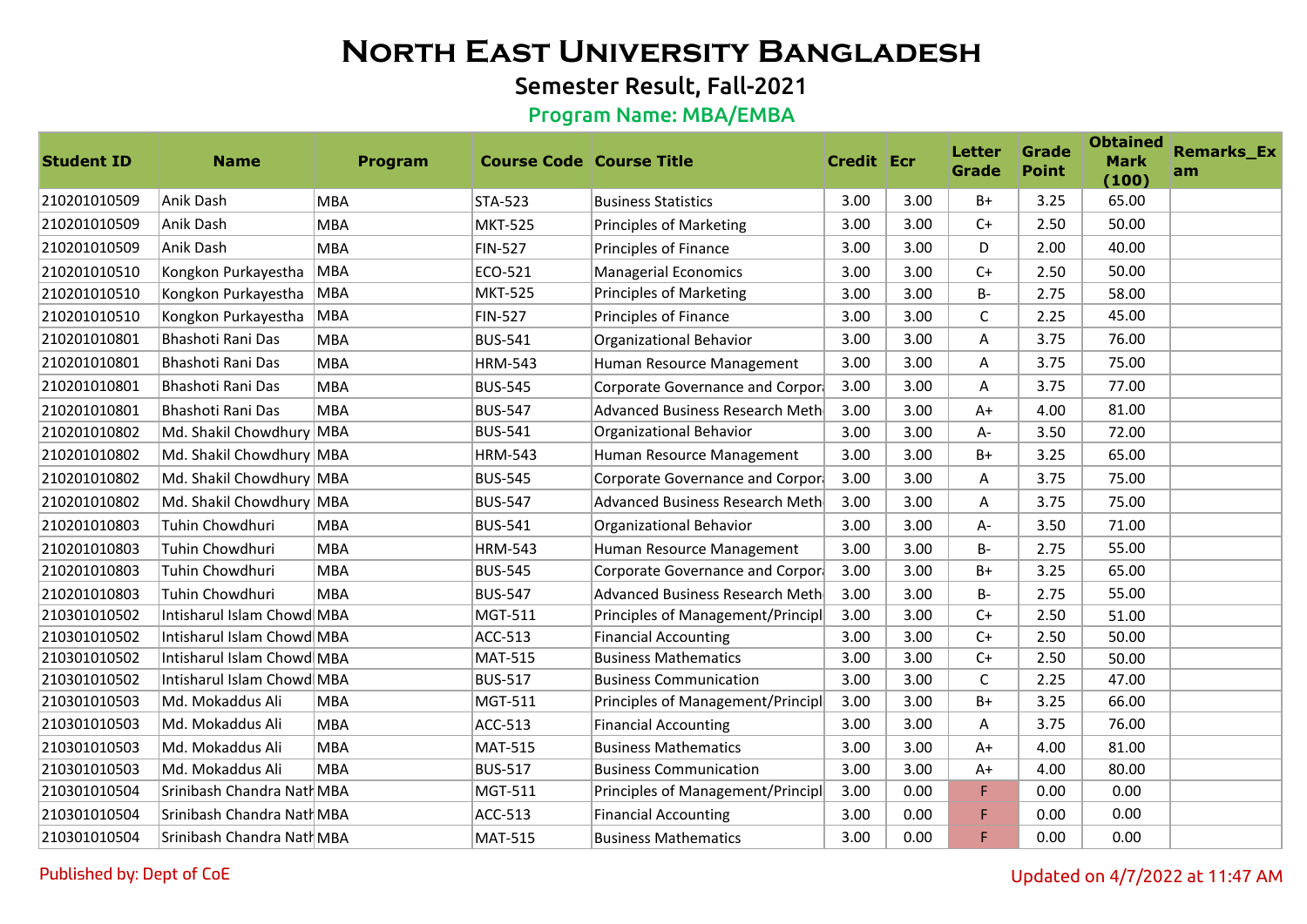# North East University Bangladesh

## Semester Result, Fall-2021

### Program Name: MBA/EMBA

| Student ID | Name | Program | Course Code | Course Title | Credit | Ecr | Letter Grade | Grade Point | Obtained Mark (100) | Remarks_Exam |
|---|---|---|---|---|---|---|---|---|---|---|
| 210201010509 | Anik Dash | MBA | STA-523 | Business Statistics | 3.00 | 3.00 | B+ | 3.25 | 65.00 | |
| 210201010509 | Anik Dash | MBA | MKT-525 | Principles of Marketing | 3.00 | 3.00 | C+ | 2.50 | 50.00 | |
| 210201010509 | Anik Dash | MBA | FIN-527 | Principles of Finance | 3.00 | 3.00 | D | 2.00 | 40.00 | |
| 210201010510 | Kongkon Purkayestha | MBA | ECO-521 | Managerial Economics | 3.00 | 3.00 | C+ | 2.50 | 50.00 | |
| 210201010510 | Kongkon Purkayestha | MBA | MKT-525 | Principles of Marketing | 3.00 | 3.00 | B- | 2.75 | 58.00 | |
| 210201010510 | Kongkon Purkayestha | MBA | FIN-527 | Principles of Finance | 3.00 | 3.00 | C | 2.25 | 45.00 | |
| 210201010801 | Bhashoti Rani Das | MBA | BUS-541 | Organizational Behavior | 3.00 | 3.00 | A | 3.75 | 76.00 | |
| 210201010801 | Bhashoti Rani Das | MBA | HRM-543 | Human Resource Management | 3.00 | 3.00 | A | 3.75 | 75.00 | |
| 210201010801 | Bhashoti Rani Das | MBA | BUS-545 | Corporate Governance and Corpor | 3.00 | 3.00 | A | 3.75 | 77.00 | |
| 210201010801 | Bhashoti Rani Das | MBA | BUS-547 | Advanced Business Research Meth | 3.00 | 3.00 | A+ | 4.00 | 81.00 | |
| 210201010802 | Md. Shakil Chowdhury | MBA | BUS-541 | Organizational Behavior | 3.00 | 3.00 | A- | 3.50 | 72.00 | |
| 210201010802 | Md. Shakil Chowdhury | MBA | HRM-543 | Human Resource Management | 3.00 | 3.00 | B+ | 3.25 | 65.00 | |
| 210201010802 | Md. Shakil Chowdhury | MBA | BUS-545 | Corporate Governance and Corpor | 3.00 | 3.00 | A | 3.75 | 75.00 | |
| 210201010802 | Md. Shakil Chowdhury | MBA | BUS-547 | Advanced Business Research Meth | 3.00 | 3.00 | A | 3.75 | 75.00 | |
| 210201010803 | Tuhin Chowdhuri | MBA | BUS-541 | Organizational Behavior | 3.00 | 3.00 | A- | 3.50 | 71.00 | |
| 210201010803 | Tuhin Chowdhuri | MBA | HRM-543 | Human Resource Management | 3.00 | 3.00 | B- | 2.75 | 55.00 | |
| 210201010803 | Tuhin Chowdhuri | MBA | BUS-545 | Corporate Governance and Corpor | 3.00 | 3.00 | B+ | 3.25 | 65.00 | |
| 210201010803 | Tuhin Chowdhuri | MBA | BUS-547 | Advanced Business Research Meth | 3.00 | 3.00 | B- | 2.75 | 55.00 | |
| 210301010502 | Intisharul Islam Chowd | MBA | MGT-511 | Principles of Management/Principl | 3.00 | 3.00 | C+ | 2.50 | 51.00 | |
| 210301010502 | Intisharul Islam Chowd | MBA | ACC-513 | Financial Accounting | 3.00 | 3.00 | C+ | 2.50 | 50.00 | |
| 210301010502 | Intisharul Islam Chowd | MBA | MAT-515 | Business Mathematics | 3.00 | 3.00 | C+ | 2.50 | 50.00 | |
| 210301010502 | Intisharul Islam Chowd | MBA | BUS-517 | Business Communication | 3.00 | 3.00 | C | 2.25 | 47.00 | |
| 210301010503 | Md. Mokaddus Ali | MBA | MGT-511 | Principles of Management/Principl | 3.00 | 3.00 | B+ | 3.25 | 66.00 | |
| 210301010503 | Md. Mokaddus Ali | MBA | ACC-513 | Financial Accounting | 3.00 | 3.00 | A | 3.75 | 76.00 | |
| 210301010503 | Md. Mokaddus Ali | MBA | MAT-515 | Business Mathematics | 3.00 | 3.00 | A+ | 4.00 | 81.00 | |
| 210301010503 | Md. Mokaddus Ali | MBA | BUS-517 | Business Communication | 3.00 | 3.00 | A+ | 4.00 | 80.00 | |
| 210301010504 | Srinibash Chandra Nath | MBA | MGT-511 | Principles of Management/Principl | 3.00 | 0.00 | F | 0.00 | 0.00 | |
| 210301010504 | Srinibash Chandra Nath | MBA | ACC-513 | Financial Accounting | 3.00 | 0.00 | F | 0.00 | 0.00 | |
| 210301010504 | Srinibash Chandra Nath | MBA | MAT-515 | Business Mathematics | 3.00 | 0.00 | F | 0.00 | 0.00 | |

Published by: Dept of CoE

Updated on 4/7/2022 at 11:47 AM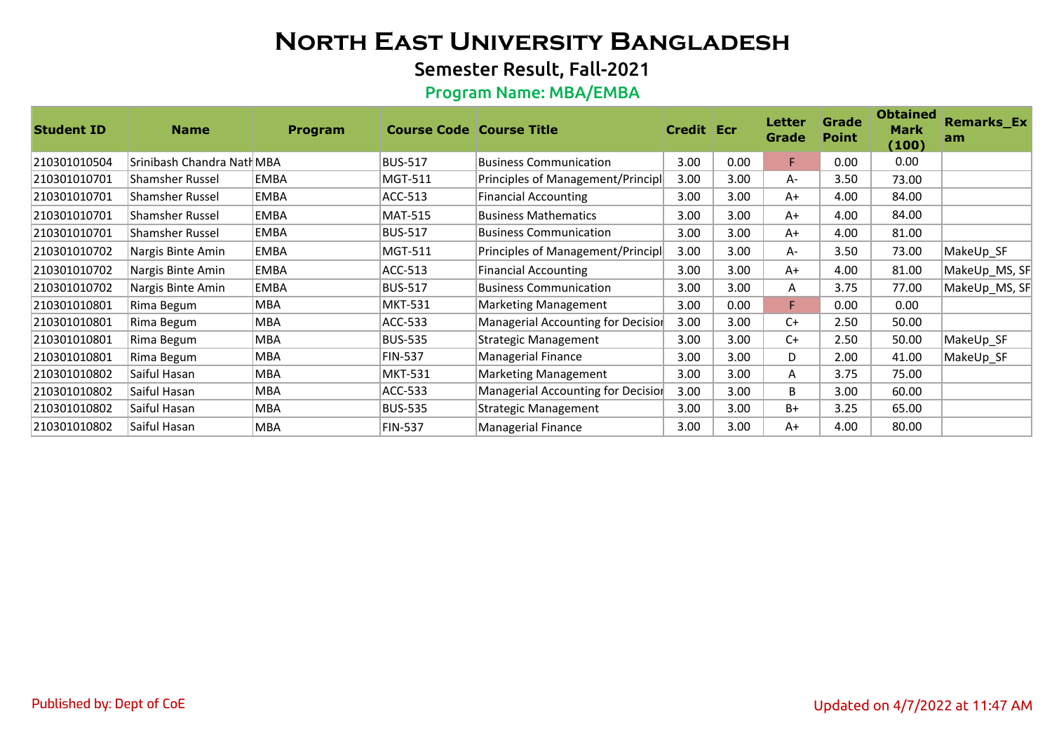# North East University Bangladesh

## Semester Result, Fall-2021

### Program Name: MBA/EMBA

| Student ID | Name | Program | Course Code | Course Title | Credit | Ecr | Letter Grade | Grade Point | Obtained Mark (100) | Remarks_Exam |
|---|---|---|---|---|---|---|---|---|---|---|
| 210301010504 | Srinibash Chandra Nath | MBA | BUS-517 | Business Communication | 3.00 | 0.00 | F | 0.00 | 0.00 | |
| 210301010701 | Shamsher Russel | EMBA | MGT-511 | Principles of Management/Principl | 3.00 | 3.00 | A- | 3.50 | 73.00 | |
| 210301010701 | Shamsher Russel | EMBA | ACC-513 | Financial Accounting | 3.00 | 3.00 | A+ | 4.00 | 84.00 | |
| 210301010701 | Shamsher Russel | EMBA | MAT-515 | Business Mathematics | 3.00 | 3.00 | A+ | 4.00 | 84.00 | |
| 210301010701 | Shamsher Russel | EMBA | BUS-517 | Business Communication | 3.00 | 3.00 | A+ | 4.00 | 81.00 | |
| 210301010702 | Nargis Binte Amin | EMBA | MGT-511 | Principles of Management/Principl | 3.00 | 3.00 | A- | 3.50 | 73.00 | MakeUp_SF |
| 210301010702 | Nargis Binte Amin | EMBA | ACC-513 | Financial Accounting | 3.00 | 3.00 | A+ | 4.00 | 81.00 | MakeUp_MS, SF |
| 210301010702 | Nargis Binte Amin | EMBA | BUS-517 | Business Communication | 3.00 | 3.00 | A | 3.75 | 77.00 | MakeUp_MS, SF |
| 210301010801 | Rima Begum | MBA | MKT-531 | Marketing Management | 3.00 | 0.00 | F | 0.00 | 0.00 | |
| 210301010801 | Rima Begum | MBA | ACC-533 | Managerial Accounting for Decision | 3.00 | 3.00 | C+ | 2.50 | 50.00 | |
| 210301010801 | Rima Begum | MBA | BUS-535 | Strategic Management | 3.00 | 3.00 | C+ | 2.50 | 50.00 | MakeUp_SF |
| 210301010801 | Rima Begum | MBA | FIN-537 | Managerial Finance | 3.00 | 3.00 | D | 2.00 | 41.00 | MakeUp_SF |
| 210301010802 | Saiful Hasan | MBA | MKT-531 | Marketing Management | 3.00 | 3.00 | A | 3.75 | 75.00 | |
| 210301010802 | Saiful Hasan | MBA | ACC-533 | Managerial Accounting for Decision | 3.00 | 3.00 | B | 3.00 | 60.00 | |
| 210301010802 | Saiful Hasan | MBA | BUS-535 | Strategic Management | 3.00 | 3.00 | B+ | 3.25 | 65.00 | |
| 210301010802 | Saiful Hasan | MBA | FIN-537 | Managerial Finance | 3.00 | 3.00 | A+ | 4.00 | 80.00 | |

Published by: Dept of CoE

Updated on 4/7/2022 at 11:47 AM